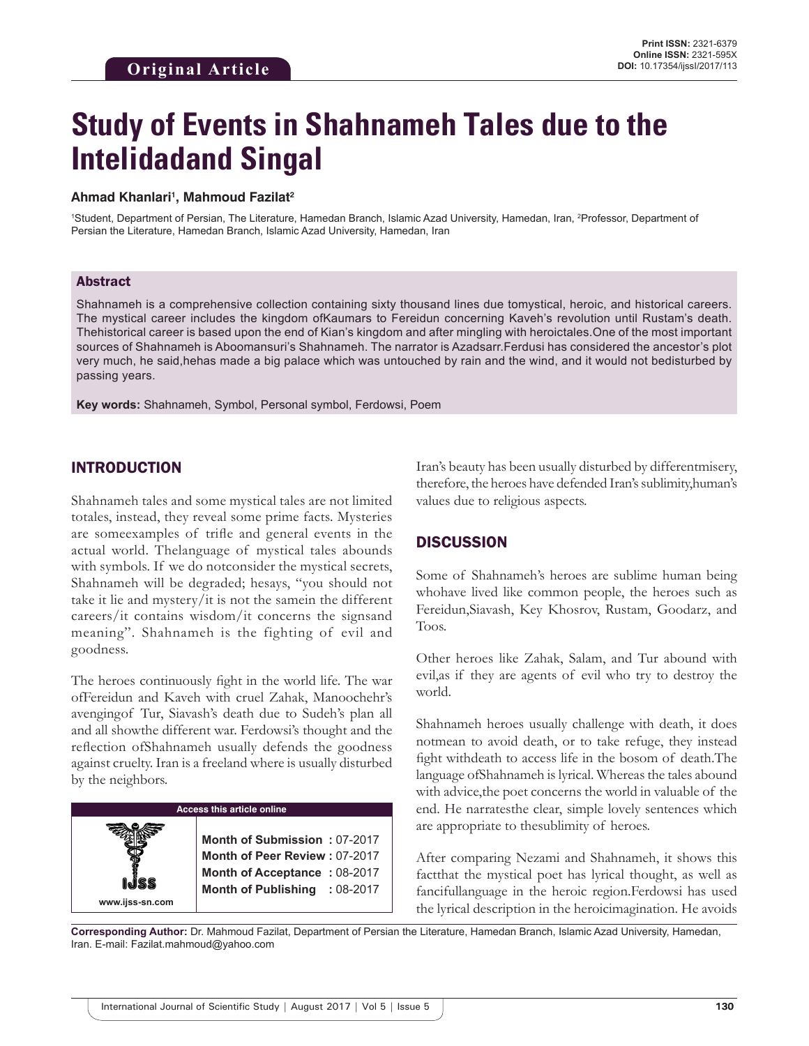Original Article

**Print ISSN:** 2321-6379
**Online ISSN:** 2321-595X
**DOI:** 10.17354/ijssI/2017/113

# Study of Events in Shahnameh Tales due to the Intelidadand Singal

**Ahmad Khanlari[1], Mahmoud Fazilat[2]**

[1]Student, Department of Persian, The Literature, Hamedan Branch, Islamic Azad University, Hamedan, Iran, [2]Professor, Department of Persian the Literature, Hamedan Branch, Islamic Azad University, Hamedan, Iran

## Abstract

Shahnameh is a comprehensive collection containing sixty thousand lines due tomystical, heroic, and historical careers. The mystical career includes the kingdom ofKaumars to Fereidun concerning Kaveh's revolution until Rustam's death. Thehistorical career is based upon the end of Kian's kingdom and after mingling with heroictales.One of the most important sources of Shahnameh is Aboomansuri's Shahnameh. The narrator is Azadsarr.Ferdusi has considered the ancestor's plot very much, he said,hehas made a big palace which was untouched by rain and the wind, and it would not bedisturbed by passing years.

**Key words:** Shahnameh, Symbol, Personal symbol, Ferdowsi, Poem

## INTRODUCTION

Shahnameh tales and some mystical tales are not limited totales, instead, they reveal some prime facts. Mysteries are someexamples of trifle and general events in the actual world. Thelanguage of mystical tales abounds with symbols. If we do notconsider the mystical secrets, Shahnameh will be degraded; hesays, "you should not take it lie and mystery/it is not the samein the different careers/it contains wisdom/it concerns the signsand meaning". Shahnameh is the fighting of evil and goodness.

The heroes continuously fight in the world life. The war ofFereidun and Kaveh with cruel Zahak, Manoochehr's avengingof Tur, Siavash's death due to Sudeh's plan all and all showthe different war. Ferdowsi's thought and the reflection ofShahnameh usually defends the goodness against cruelty. Iran is a freeland where is usually disturbed by the neighbors.

| Access this article online | |
|---|---|
| www.ijss-sn.com | **Month of Submission :** 07-2017<br>**Month of Peer Review :** 07-2017<br>**Month of Acceptance :** 08-2017<br>**Month of Publishing :** 08-2017 |

Iran's beauty has been usually disturbed by differentmisery, therefore, the heroes have defended Iran's sublimity,human's values due to religious aspects.

## DISCUSSION

Some of Shahnameh's heroes are sublime human being whohave lived like common people, the heroes such as Fereidun,Siavash, Key Khosrov, Rustam, Goodarz, and Toos.

Other heroes like Zahak, Salam, and Tur abound with evil,as if they are agents of evil who try to destroy the world.

Shahnameh heroes usually challenge with death, it does notmean to avoid death, or to take refuge, they instead fight withdeath to access life in the bosom of death.The language ofShahnameh is lyrical. Whereas the tales abound with advice,the poet concerns the world in valuable of the end. He narratesthe clear, simple lovely sentences which are appropriate to thesublimity of heroes.

After comparing Nezami and Shahnameh, it shows this factthat the mystical poet has lyrical thought, as well as fancifullanguage in the heroic region.Ferdowsi has used the lyrical description in the heroicimagination. He avoids

**Corresponding Author:** Dr. Mahmoud Fazilat, Department of Persian the Literature, Hamedan Branch, Islamic Azad University, Hamedan, Iran. E-mail: Fazilat.mahmoud@yahoo.com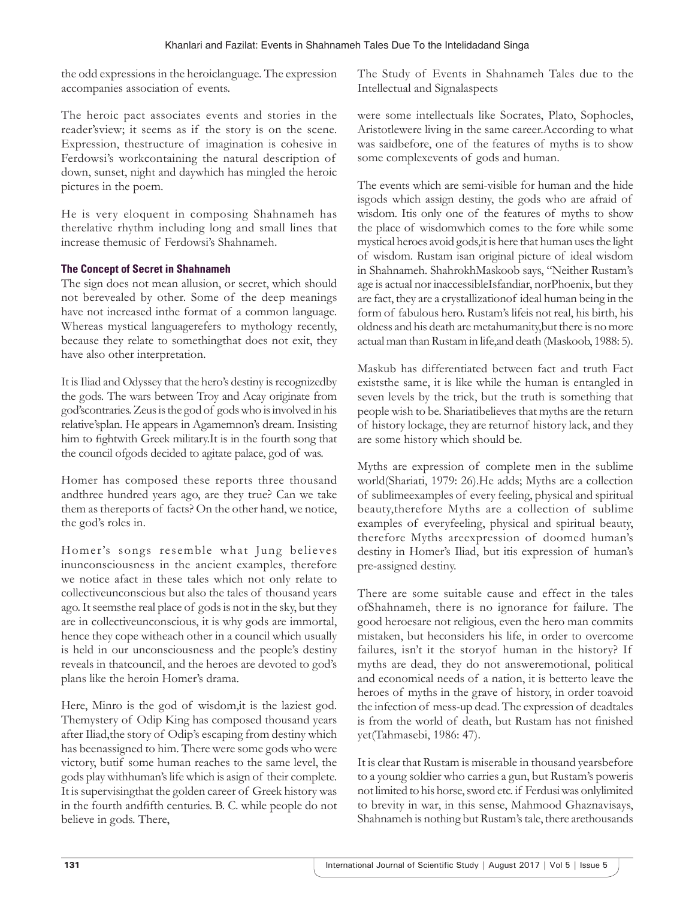the odd expressions in the heroiclanguage. The expression accompanies association of events.

The heroic pact associates events and stories in the reader'sview; it seems as if the story is on the scene. Expression, thestructure of imagination is cohesive in Ferdowsi's workcontaining the natural description of down, sunset, night and daywhich has mingled the heroic pictures in the poem.

He is very eloquent in composing Shahnameh has therelative rhythm including long and small lines that increase themusic of Ferdowsi's Shahnameh.

### The Concept of Secret in Shahnameh

The sign does not mean allusion, or secret, which should not berevealed by other. Some of the deep meanings have not increased inthe format of a common language. Whereas mystical languagerefers to mythology recently, because they relate to somethingthat does not exit, they have also other interpretation.

It is Iliad and Odyssey that the hero's destiny is recognizedby the gods. The wars between Troy and Acay originate from god'scontraries. Zeus is the god of gods who is involved in his relative'splan. He appears in Agamemnon's dream. Insisting him to fightwith Greek military.It is in the fourth song that the council ofgods decided to agitate palace, god of was.

Homer has composed these reports three thousand andthree hundred years ago, are they true? Can we take them as thereports of facts? On the other hand, we notice, the god's roles in.

Homer's songs resemble what Jung believes inunconsciousness in the ancient examples, therefore we notice afact in these tales which not only relate to collectiveunconscious but also the tales of thousand years ago. It seemsthe real place of gods is not in the sky, but they are in collectiveunconscious, it is why gods are immortal, hence they cope witheach other in a council which usually is held in our unconsciousness and the people's destiny reveals in thatcouncil, and the heroes are devoted to god's plans like the heroin Homer's drama.

Here, Minro is the god of wisdom,it is the laziest god. Themystery of Odip King has composed thousand years after Iliad,the story of Odip's escaping from destiny which has beenassigned to him. There were some gods who were victory, butif some human reaches to the same level, the gods play withhuman's life which is asign of their complete. It is supervisingthat the golden career of Greek history was in the fourth andfifth centuries. B. C. while people do not believe in gods. There,

The Study of Events in Shahnameh Tales due to the Intellectual and Signalaspects

were some intellectuals like Socrates, Plato, Sophocles, Aristotlewere living in the same career.According to what was saidbefore, one of the features of myths is to show some complexevents of gods and human.

The events which are semi-visible for human and the hide isgods which assign destiny, the gods who are afraid of wisdom. Itis only one of the features of myths to show the place of wisdomwhich comes to the fore while some mystical heroes avoid gods,it is here that human uses the light of wisdom. Rustam isan original picture of ideal wisdom in Shahnameh. ShahrokhMaskoob says, "Neither Rustam's age is actual nor inaccessibleIsfandiar, norPhoenix, but they are fact, they are a crystallizationof ideal human being in the form of fabulous hero. Rustam's lifeis not real, his birth, his oldness and his death are metahumanity,but there is no more actual man than Rustam in life,and death (Maskoob, 1988: 5).

Maskub has differentiated between fact and truth Fact existsthe same, it is like while the human is entangled in seven levels by the trick, but the truth is something that people wish to be. Shariatibelieves that myths are the return of history lockage, they are returnof history lack, and they are some history which should be.

Myths are expression of complete men in the sublime world(Shariati, 1979: 26).He adds; Myths are a collection of sublimeexamples of every feeling, physical and spiritual beauty,therefore Myths are a collection of sublime examples of everyfeeling, physical and spiritual beauty, therefore Myths areexpression of doomed human's destiny in Homer's Iliad, but itis expression of human's pre-assigned destiny.

There are some suitable cause and effect in the tales ofShahnameh, there is no ignorance for failure. The good heroesare not religious, even the hero man commits mistaken, but heconsiders his life, in order to overcome failures, isn't it the storyof human in the history? If myths are dead, they do not answeremotional, political and economical needs of a nation, it is betterto leave the heroes of myths in the grave of history, in order toavoid the infection of mess-up dead. The expression of deadtales is from the world of death, but Rustam has not finished yet(Tahmasebi, 1986: 47).

It is clear that Rustam is miserable in thousand yearsbefore to a young soldier who carries a gun, but Rustam's poweris not limited to his horse, sword etc. if Ferdusi was onlylimited to brevity in war, in this sense, Mahmood Ghaznavisays, Shahnameh is nothing but Rustam's tale, there arethousands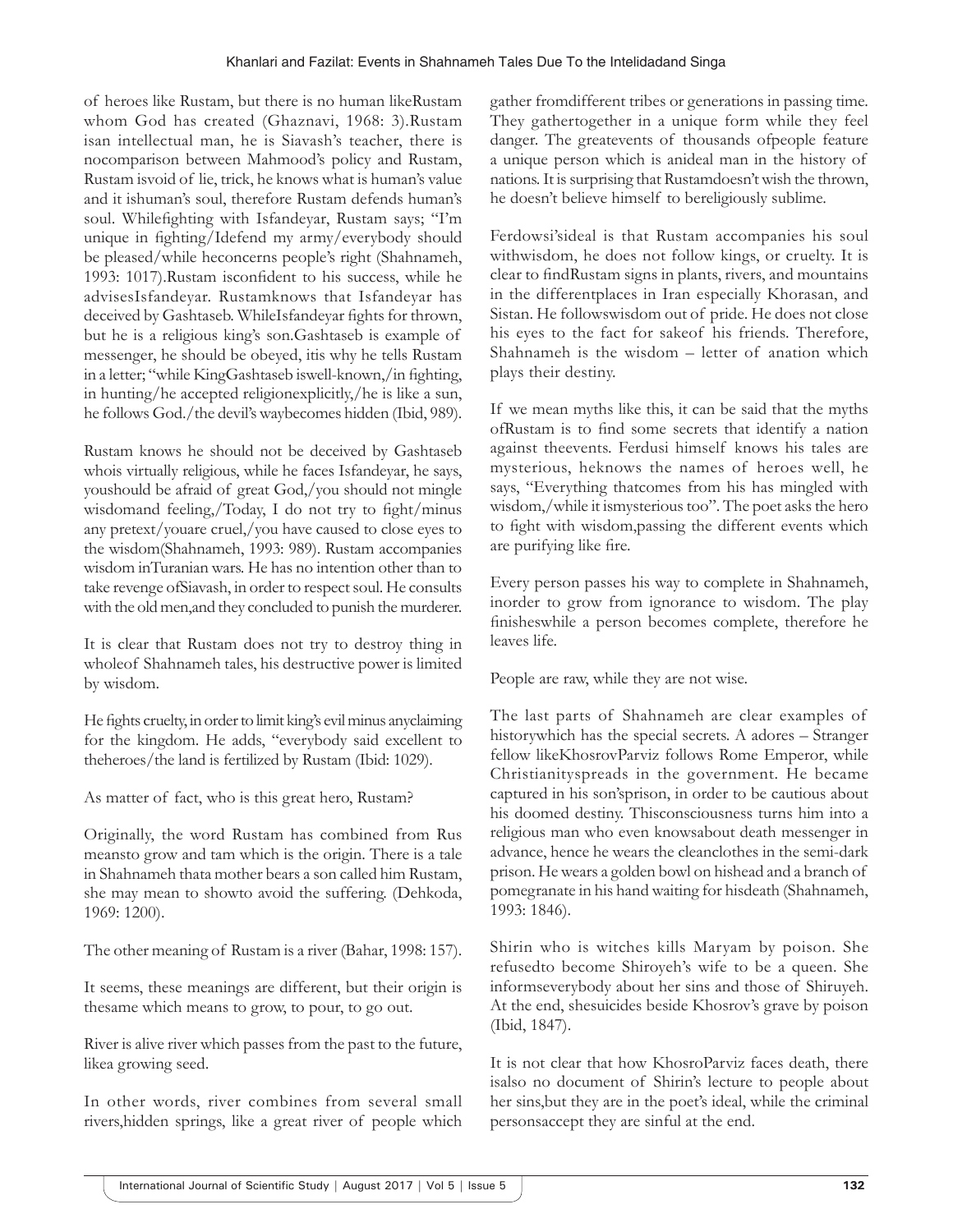of heroes like Rustam, but there is no human likeRustam whom God has created (Ghaznavi, 1968: 3).Rustam isan intellectual man, he is Siavash's teacher, there is nocomparison between Mahmood's policy and Rustam, Rustam isvoid of lie, trick, he knows what is human's value and it ishuman's soul, therefore Rustam defends human's soul. Whilefighting with Isfandeyar, Rustam says; "I'm unique in fighting/Idefend my army/everybody should be pleased/while heconcerns people's right (Shahnameh, 1993: 1017).Rustam isconfident to his success, while he advisesIsfandeyar. Rustamknows that Isfandeyar has deceived by Gashtaseb. WhileIsfandeyar fights for thrown, but he is a religious king's son.Gashtaseb is example of messenger, he should be obeyed, itis why he tells Rustam in a letter; "while KingGashtaseb iswell-known,/in fighting, in hunting/he accepted religionexplicitly,/he is like a sun, he follows God./the devil's waybecomes hidden (Ibid, 989).

Rustam knows he should not be deceived by Gashtaseb whois virtually religious, while he faces Isfandeyar, he says, youshould be afraid of great God,/you should not mingle wisdomand feeling,/Today, I do not try to fight/minus any pretext/youare cruel,/you have caused to close eyes to the wisdom(Shahnameh, 1993: 989). Rustam accompanies wisdom inTuranian wars. He has no intention other than to take revenge ofSiavash, in order to respect soul. He consults with the old men,and they concluded to punish the murderer.

It is clear that Rustam does not try to destroy thing in wholeof Shahnameh tales, his destructive power is limited by wisdom.

He fights cruelty, in order to limit king's evil minus anyclaiming for the kingdom. He adds, "everybody said excellent to theheroes/the land is fertilized by Rustam (Ibid: 1029).

As matter of fact, who is this great hero, Rustam?

Originally, the word Rustam has combined from Rus meansto grow and tam which is the origin. There is a tale in Shahnameh thata mother bears a son called him Rustam, she may mean to showto avoid the suffering. (Dehkoda, 1969: 1200).

The other meaning of Rustam is a river (Bahar, 1998: 157).

It seems, these meanings are different, but their origin is thesame which means to grow, to pour, to go out.

River is alive river which passes from the past to the future, likea growing seed.

In other words, river combines from several small rivers,hidden springs, like a great river of people which gather fromdifferent tribes or generations in passing time. They gathertogether in a unique form while they feel danger. The greatevents of thousands ofpeople feature a unique person which is anideal man in the history of nations. It is surprising that Rustamdoesn't wish the thrown, he doesn't believe himself to bereligiously sublime.

Ferdowsi'sideal is that Rustam accompanies his soul withwisdom, he does not follow kings, or cruelty. It is clear to findRustam signs in plants, rivers, and mountains in the differentplaces in Iran especially Khorasan, and Sistan. He followswisdom out of pride. He does not close his eyes to the fact for sakeof his friends. Therefore, Shahnameh is the wisdom – letter of anation which plays their destiny.

If we mean myths like this, it can be said that the myths ofRustam is to find some secrets that identify a nation against theevents. Ferdusi himself knows his tales are mysterious, heknows the names of heroes well, he says, "Everything thatcomes from his has mingled with wisdom,/while it ismysterious too". The poet asks the hero to fight with wisdom,passing the different events which are purifying like fire.

Every person passes his way to complete in Shahnameh, inorder to grow from ignorance to wisdom. The play finisheswhile a person becomes complete, therefore he leaves life.

People are raw, while they are not wise.

The last parts of Shahnameh are clear examples of historywhich has the special secrets. A adores – Stranger fellow likeKhosrovParviz follows Rome Emperor, while Christianityspreads in the government. He became captured in his son'sprison, in order to be cautious about his doomed destiny. Thisconsciousness turns him into a religious man who even knowsabout death messenger in advance, hence he wears the cleanclothes in the semi-dark prison. He wears a golden bowl on hishead and a branch of pomegranate in his hand waiting for hisdeath (Shahnameh, 1993: 1846).

Shirin who is witches kills Maryam by poison. She refusedto become Shiroyeh's wife to be a queen. She informseverybody about her sins and those of Shiruyeh. At the end, shesuicides beside Khosrov's grave by poison (Ibid, 1847).

It is not clear that how KhosroParviz faces death, there isalso no document of Shirin's lecture to people about her sins,but they are in the poet's ideal, while the criminal personsaccept they are sinful at the end.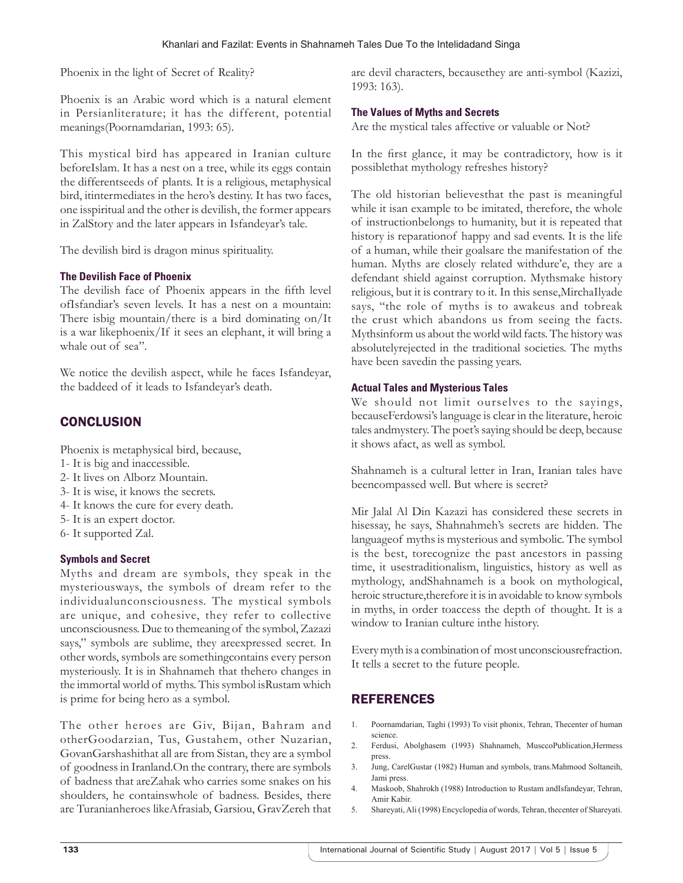Phoenix in the light of Secret of Reality?

Phoenix is an Arabic word which is a natural element in Persianliterature; it has the different, potential meanings(Poornamdarian, 1993: 65).

This mystical bird has appeared in Iranian culture beforeIslam. It has a nest on a tree, while its eggs contain the differentseeds of plants. It is a religious, metaphysical bird, itintermediates in the hero's destiny. It has two faces, one isspiritual and the other is devilish, the former appears in ZalStory and the later appears in Isfandeyar's tale.

The devilish bird is dragon minus spirituality.

### The Devilish Face of Phoenix

The devilish face of Phoenix appears in the fifth level ofIsfandiar's seven levels. It has a nest on a mountain: There isbig mountain/there is a bird dominating on/It is a war likephoenix/If it sees an elephant, it will bring a whale out of sea".

We notice the devilish aspect, while he faces Isfandeyar, the baddeed of it leads to Isfandeyar's death.

## CONCLUSION

Phoenix is metaphysical bird, because,
1- It is big and inaccessible.
2- It lives on Alborz Mountain.
3- It is wise, it knows the secrets.
4- It knows the cure for every death.
5- It is an expert doctor.
6- It supported Zal.

### Symbols and Secret

Myths and dream are symbols, they speak in the mysteriousways, the symbols of dream refer to the individualunconsciousness. The mystical symbols are unique, and cohesive, they refer to collective unconsciousness. Due to themeaning of the symbol, Zazazi says," symbols are sublime, they areexpressed secret. In other words, symbols are somethingcontains every person mysteriously. It is in Shahnameh that thehero changes in the immortal world of myths. This symbol isRustam which is prime for being hero as a symbol.

The other heroes are Giv, Bijan, Bahram and otherGoodarzian, Tus, Gustahem, other Nuzarian, GovanGarshashithat all are from Sistan, they are a symbol of goodness in Iranland.On the contrary, there are symbols of badness that areZahak who carries some snakes on his shoulders, he containswhole of badness. Besides, there are Turanianheroes likeAfrasiab, Garsiou, GravZereh that are devil characters, becausethey are anti-symbol (Kazizi, 1993: 163).

### The Values of Myths and Secrets

Are the mystical tales affective or valuable or Not?

In the first glance, it may be contradictory, how is it possiblethat mythology refreshes history?

The old historian believesthat the past is meaningful while it isan example to be imitated, therefore, the whole of instructionbelongs to humanity, but it is repeated that history is reparationof happy and sad events. It is the life of a human, while their goalsare the manifestation of the human. Myths are closely related withdure'e, they are a defendant shield against corruption. Mythsmake history religious, but it is contrary to it. In this sense,MirchaIlyade says, "the role of myths is to awakeus and tobreak the crust which abandons us from seeing the facts. Mythsinform us about the world wild facts. The history was absolutelyrejected in the traditional societies. The myths have been savedin the passing years.

### Actual Tales and Mysterious Tales

We should not limit ourselves to the sayings, becauseFerdowsi's language is clear in the literature, heroic tales andmystery. The poet's saying should be deep, because it shows afact, as well as symbol.

Shahnameh is a cultural letter in Iran, Iranian tales have beencompassed well. But where is secret?

Mir Jalal Al Din Kazazi has considered these secrets in hisessay, he says, Shahnahmeh's secrets are hidden. The languageof myths is mysterious and symbolic. The symbol is the best, torecognize the past ancestors in passing time, it usestraditionalism, linguistics, history as well as mythology, andShahnameh is a book on mythological, heroic structure,therefore it is in avoidable to know symbols in myths, in order toaccess the depth of thought. It is a window to Iranian culture inthe history.

Every myth is a combination of most unconsciousrefraction. It tells a secret to the future people.

## REFERENCES

1. Poornamdarian, Taghi (1993) To visit phonix, Tehran, Thecenter of human science.
2. Ferdusi, Abolghasem (1993) Shahnameh, MusccoPublication,Hermess press.
3. Jung, CarelGustar (1982) Human and symbols, trans.Mahmood Soltaneih, Jami press.
4. Maskoob, Shahrokh (1988) Introduction to Rustam andIsfandeyar, Tehran, Amir Kabir.
5. Shareyati, Ali (1998) Encyclopedia of words, Tehran, thecenter of Shareyati.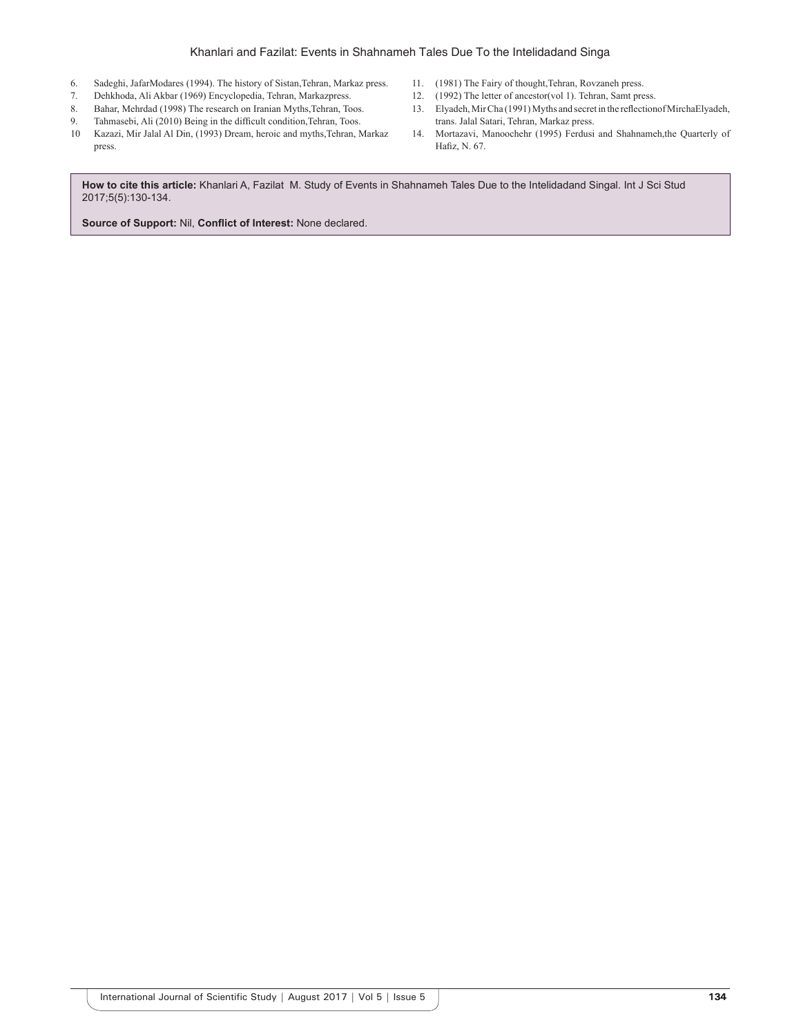6. Sadeghi, JafarModares (1994). The history of Sistan,Tehran, Markaz press.
7. Dehkhoda, Ali Akbar (1969) Encyclopedia, Tehran, Markazpress.
8. Bahar, Mehrdad (1998) The research on Iranian Myths,Tehran, Toos.
9. Tahmasebi, Ali (2010) Being in the difficult condition,Tehran, Toos.
10 Kazazi, Mir Jalal Al Din, (1993) Dream, heroic and myths,Tehran, Markaz press.
11. (1981) The Fairy of thought,Tehran, Rovzaneh press.
12. (1992) The letter of ancestor(vol 1). Tehran, Samt press.
13. Elyadeh, Mir Cha (1991) Myths and secret in the reflectionof MirchaElyadeh, trans. Jalal Satari, Tehran, Markaz press.
14. Mortazavi, Manoochehr (1995) Ferdusi and Shahnameh,the Quarterly of Hafiz, N. 67.

**How to cite this article:** Khanlari A, Fazilat M. Study of Events in Shahnameh Tales Due to the Intelidadand Singal. Int J Sci Stud 2017;5(5):130-134.

**Source of Support:** Nil, **Conflict of Interest:** None declared.